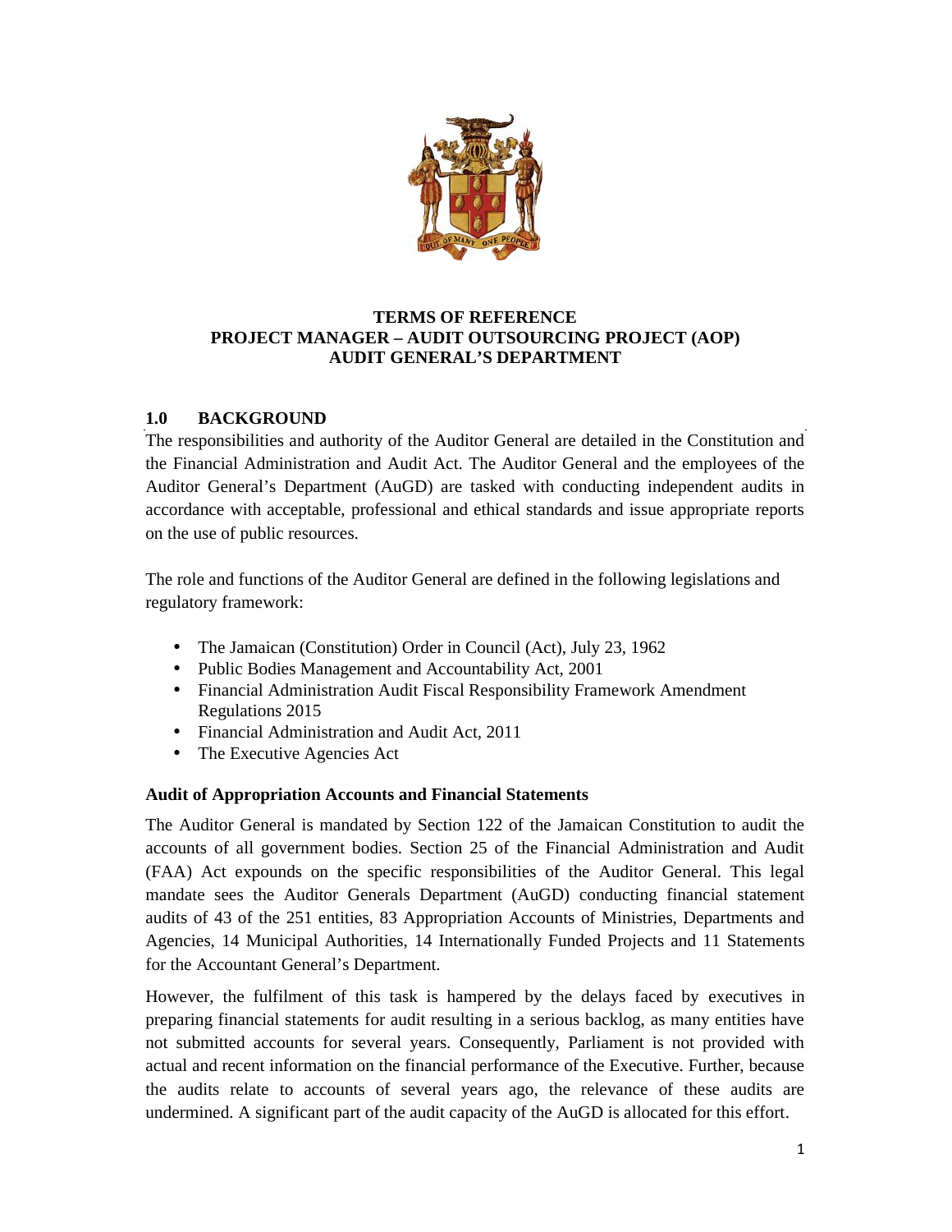# TERMS OF REFERENCE
# PROJECT MANAGER – AUDIT OUTSOURCING PROJECT (AOP)
# AUDIT GENERAL'S DEPARTMENT

## 1.0 BACKGROUND

The responsibilities and authority of the Auditor General are detailed in the Constitution and the Financial Administration and Audit Act. The Auditor General and the employees of the Auditor General's Department (AuGD) are tasked with conducting independent audits in accordance with acceptable, professional and ethical standards and issue appropriate reports on the use of public resources.

The role and functions of the Auditor General are defined in the following legislations and regulatory framework:

- The Jamaican (Constitution) Order in Council (Act), July 23, 1962
- Public Bodies Management and Accountability Act, 2001
- Financial Administration Audit Fiscal Responsibility Framework Amendment Regulations 2015
- Financial Administration and Audit Act, 2011
- The Executive Agencies Act

### Audit of Appropriation Accounts and Financial Statements

The Auditor General is mandated by Section 122 of the Jamaican Constitution to audit the accounts of all government bodies. Section 25 of the Financial Administration and Audit (FAA) Act expounds on the specific responsibilities of the Auditor General. This legal mandate sees the Auditor Generals Department (AuGD) conducting financial statement audits of 43 of the 251 entities, 83 Appropriation Accounts of Ministries, Departments and Agencies, 14 Municipal Authorities, 14 Internationally Funded Projects and 11 Statements for the Accountant General's Department.

However, the fulfilment of this task is hampered by the delays faced by executives in preparing financial statements for audit resulting in a serious backlog, as many entities have not submitted accounts for several years. Consequently, Parliament is not provided with actual and recent information on the financial performance of the Executive. Further, because the audits relate to accounts of several years ago, the relevance of these audits are undermined. A significant part of the audit capacity of the AuGD is allocated for this effort.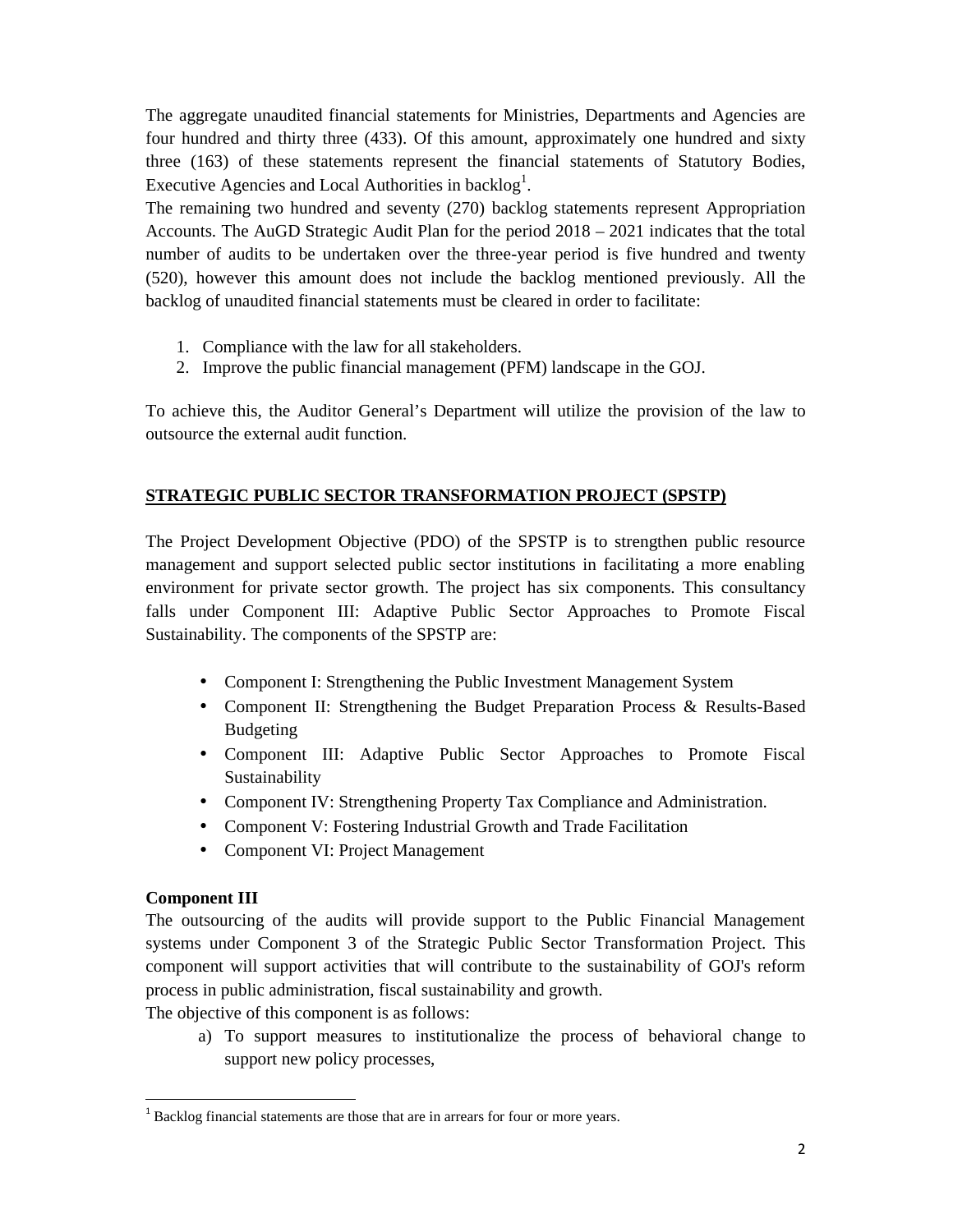The aggregate unaudited financial statements for Ministries, Departments and Agencies are four hundred and thirty three (433). Of this amount, approximately one hundred and sixty three (163) of these statements represent the financial statements of Statutory Bodies, Executive Agencies and Local Authorities in backlog[1].

The remaining two hundred and seventy (270) backlog statements represent Appropriation Accounts. The AuGD Strategic Audit Plan for the period 2018 – 2021 indicates that the total number of audits to be undertaken over the three-year period is five hundred and twenty (520), however this amount does not include the backlog mentioned previously. All the backlog of unaudited financial statements must be cleared in order to facilitate:

1. Compliance with the law for all stakeholders.
2. Improve the public financial management (PFM) landscape in the GOJ.

To achieve this, the Auditor General's Department will utilize the provision of the law to outsource the external audit function.

## STRATEGIC PUBLIC SECTOR TRANSFORMATION PROJECT (SPSTP)

The Project Development Objective (PDO) of the SPSTP is to strengthen public resource management and support selected public sector institutions in facilitating a more enabling environment for private sector growth. The project has six components. This consultancy falls under Component III: Adaptive Public Sector Approaches to Promote Fiscal Sustainability. The components of the SPSTP are:

- Component I: Strengthening the Public Investment Management System
- Component II: Strengthening the Budget Preparation Process & Results-Based Budgeting
- Component III: Adaptive Public Sector Approaches to Promote Fiscal Sustainability
- Component IV: Strengthening Property Tax Compliance and Administration.
- Component V: Fostering Industrial Growth and Trade Facilitation
- Component VI: Project Management

### Component III

The outsourcing of the audits will provide support to the Public Financial Management systems under Component 3 of the Strategic Public Sector Transformation Project. This component will support activities that will contribute to the sustainability of GOJ's reform process in public administration, fiscal sustainability and growth.

The objective of this component is as follows:

a) To support measures to institutionalize the process of behavioral change to support new policy processes,

[1] Backlog financial statements are those that are in arrears for four or more years.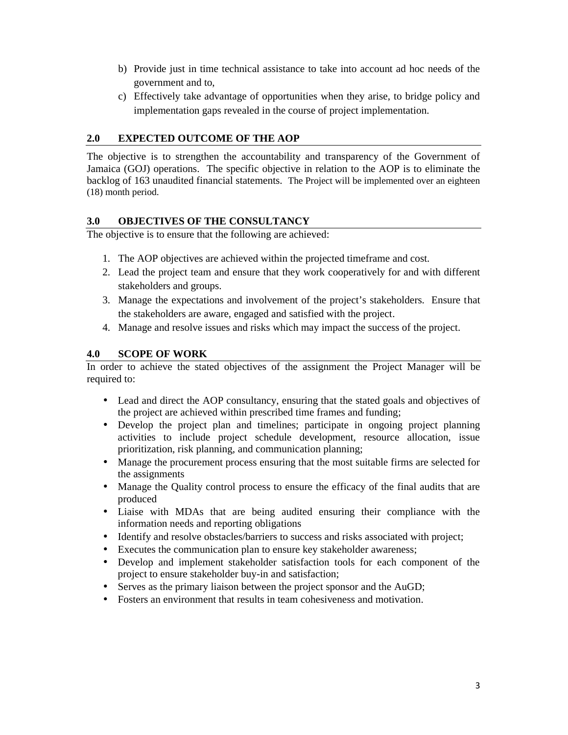b) Provide just in time technical assistance to take into account ad hoc needs of the government and to,

c) Effectively take advantage of opportunities when they arise, to bridge policy and implementation gaps revealed in the course of project implementation.

## 2.0 EXPECTED OUTCOME OF THE AOP

The objective is to strengthen the accountability and transparency of the Government of Jamaica (GOJ) operations. The specific objective in relation to the AOP is to eliminate the backlog of 163 unaudited financial statements. The Project will be implemented over an eighteen (18) month period.

## 3.0 OBJECTIVES OF THE CONSULTANCY

The objective is to ensure that the following are achieved:

1. The AOP objectives are achieved within the projected timeframe and cost.
2. Lead the project team and ensure that they work cooperatively for and with different stakeholders and groups.
3. Manage the expectations and involvement of the project's stakeholders. Ensure that the stakeholders are aware, engaged and satisfied with the project.
4. Manage and resolve issues and risks which may impact the success of the project.

## 4.0 SCOPE OF WORK

In order to achieve the stated objectives of the assignment the Project Manager will be required to:

- Lead and direct the AOP consultancy, ensuring that the stated goals and objectives of the project are achieved within prescribed time frames and funding;
- Develop the project plan and timelines; participate in ongoing project planning activities to include project schedule development, resource allocation, issue prioritization, risk planning, and communication planning;
- Manage the procurement process ensuring that the most suitable firms are selected for the assignments
- Manage the Quality control process to ensure the efficacy of the final audits that are produced
- Liaise with MDAs that are being audited ensuring their compliance with the information needs and reporting obligations
- Identify and resolve obstacles/barriers to success and risks associated with project;
- Executes the communication plan to ensure key stakeholder awareness;
- Develop and implement stakeholder satisfaction tools for each component of the project to ensure stakeholder buy-in and satisfaction;
- Serves as the primary liaison between the project sponsor and the AuGD;
- Fosters an environment that results in team cohesiveness and motivation.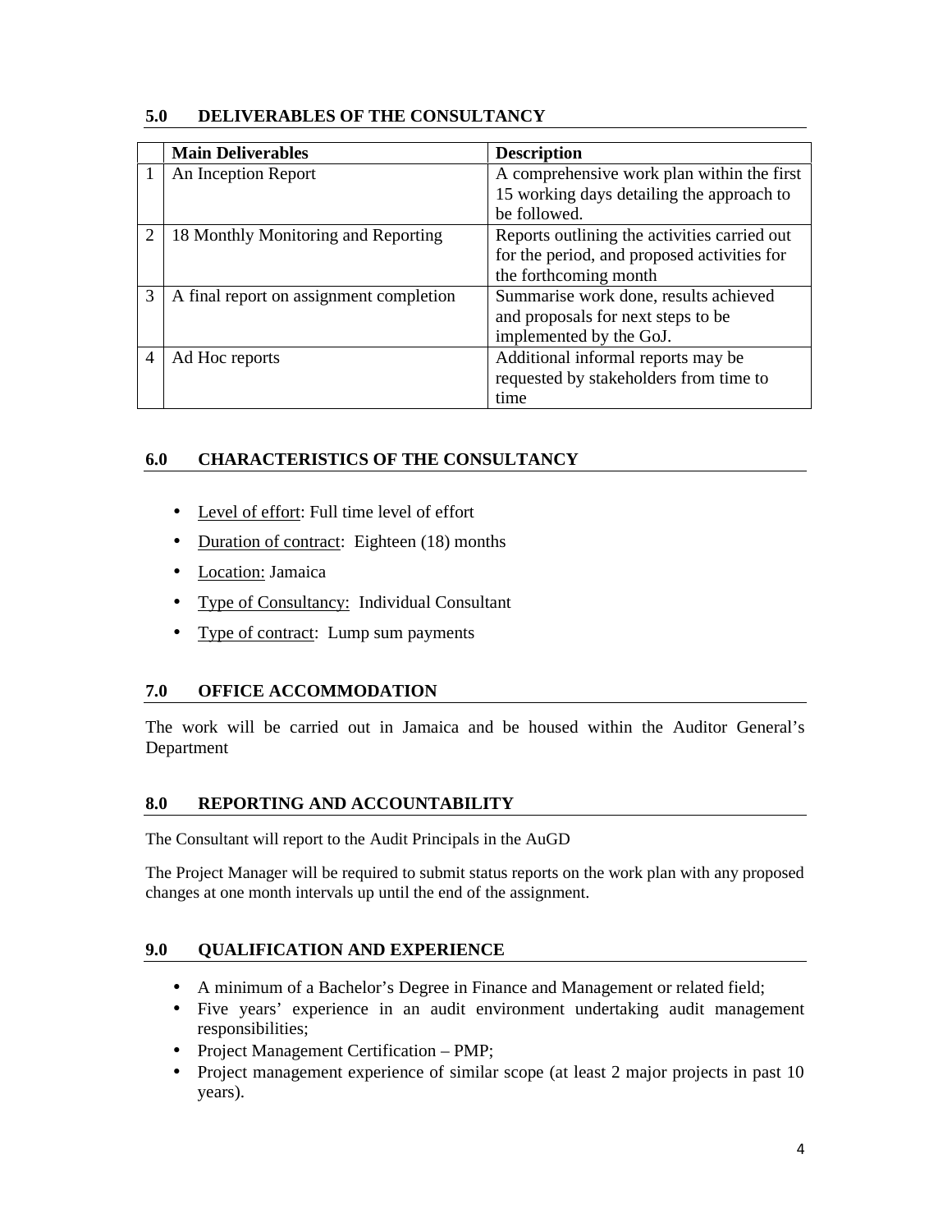## 5.0 DELIVERABLES OF THE CONSULTANCY

| | Main Deliverables | Description |
|---|---|---|
| 1 | An Inception Report | A comprehensive work plan within the first 15 working days detailing the approach to be followed. |
| 2 | 18 Monthly Monitoring and Reporting | Reports outlining the activities carried out for the period, and proposed activities for the forthcoming month |
| 3 | A final report on assignment completion | Summarise work done, results achieved and proposals for next steps to be implemented by the GoJ. |
| 4 | Ad Hoc reports | Additional informal reports may be requested by stakeholders from time to time |

## 6.0 CHARACTERISTICS OF THE CONSULTANCY

- Level of effort: Full time level of effort
- Duration of contract: Eighteen (18) months
- Location: Jamaica
- Type of Consultancy: Individual Consultant
- Type of contract: Lump sum payments

## 7.0 OFFICE ACCOMMODATION

The work will be carried out in Jamaica and be housed within the Auditor General's Department

## 8.0 REPORTING AND ACCOUNTABILITY

The Consultant will report to the Audit Principals in the AuGD

The Project Manager will be required to submit status reports on the work plan with any proposed changes at one month intervals up until the end of the assignment.

## 9.0 QUALIFICATION AND EXPERIENCE

- A minimum of a Bachelor's Degree in Finance and Management or related field;
- Five years' experience in an audit environment undertaking audit management responsibilities;
- Project Management Certification – PMP;
- Project management experience of similar scope (at least 2 major projects in past 10 years).